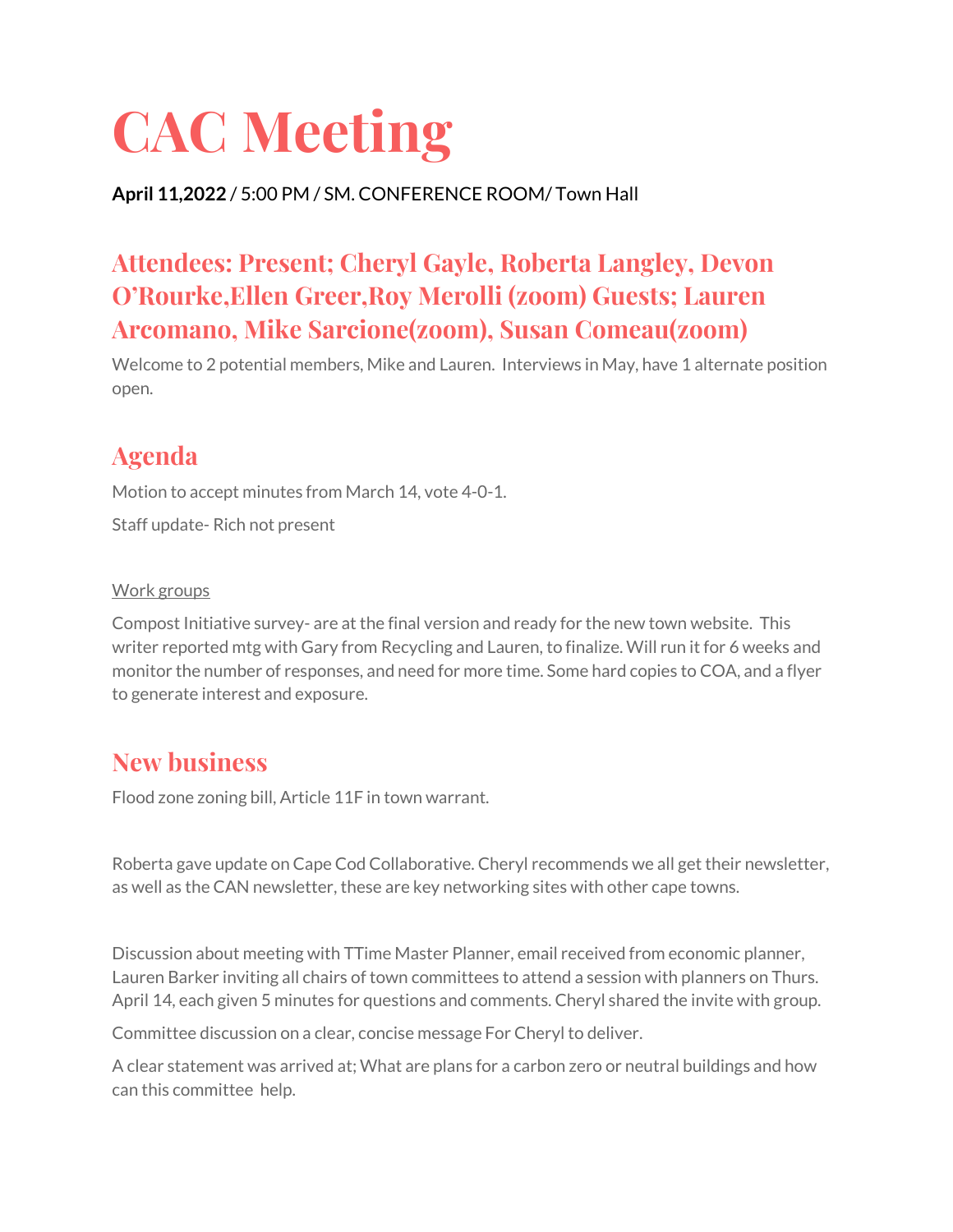# CAC Meeting

**April 11,2022** / 5:00 PM / SM. CONFERENCE ROOM/ Town Hall

## Attendees: Present; Cheryl Gayle, Roberta Langley, Devon O'Rourke,Ellen Greer,Roy Merolli (zoom) Guests; Lauren Arcomano, Mike Sarcione(zoom), Susan Comeau(zoom)

Welcome to 2 potential members, Mike and Lauren. Interviews in May, have 1 alternate position open.

## Agenda

Motion to accept minutes from March 14, vote 4-0-1.

Staff update- Rich not present

Work groups

Compost Initiative survey- are at the final version and ready for the new town website. This writer reported mtg with Gary from Recycling and Lauren, to finalize. Will run it for 6 weeks and monitor the number of responses, and need for more time. Some hard copies to COA, and a flyer to generate interest and exposure.

## New business

Flood zone zoning bill, Article 11F in town warrant.

Roberta gave update on Cape Cod Collaborative. Cheryl recommends we all get their newsletter, as well as the CAN newsletter, these are key networking sites with other cape towns.

Discussion about meeting with TTime Master Planner, email received from economic planner, Lauren Barker inviting all chairs of town committees to attend a session with planners on Thurs. April 14, each given 5 minutes for questions and comments. Cheryl shared the invite with group.

Committee discussion on a clear, concise message For Cheryl to deliver.

A clear statement was arrived at; What are plans for a carbon zero or neutral buildings and how can this committee help.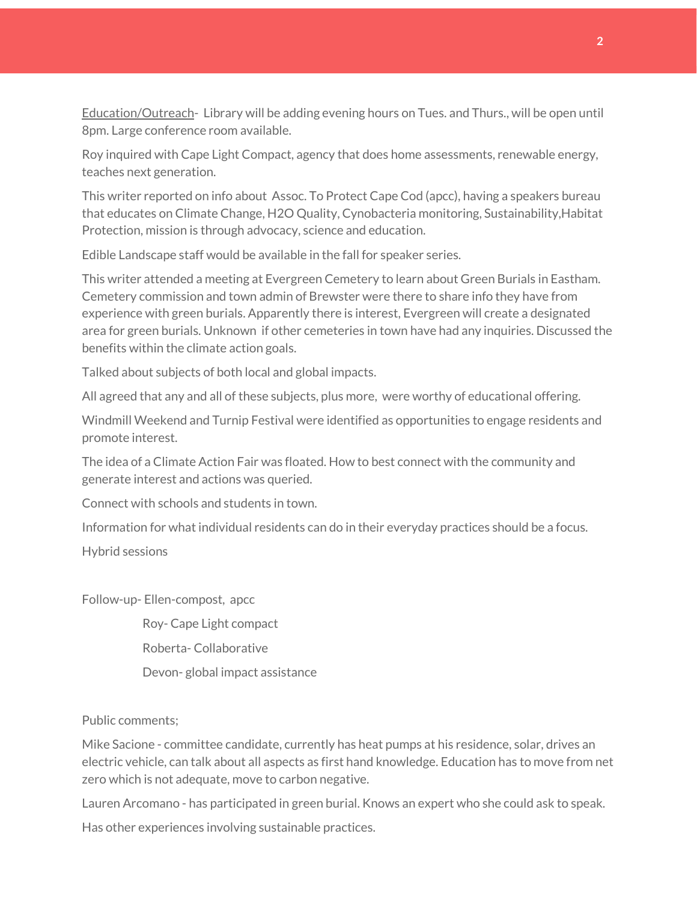<u>Education/Outreach</u>- Library will be adding evening hours on Tues. and Thurs., will be open until 8pm. Large conference room available.

Roy inquired with Cape Light Compact, agency that does home assessments, renewable energy, teaches next generation.

This writer reported on info about Assoc. To Protect Cape Cod (apcc), having a speakers bureau that educates on Climate Change, H2O Quality, Cynobacteria monitoring, Sustainability,Habitat Protection, mission is through advocacy, science and education.

Edible Landscape staff would be available in the fall for speaker series.

This writer attended a meeting at Evergreen Cemetery to learn about Green Burials in Eastham. Cemetery commission and town admin of Brewster were there to share info they have from experience with green burials. Apparently there is interest, Evergreen will create a designated area for green burials. Unknown if other cemeteries in town have had any inquiries. Discussed the benefits within the climate action goals.

Talked about subjects of both local and global impacts.

All agreed that any and all of these subjects, plus more, were worthy of educational offering.

Windmill Weekend and Turnip Festival were identified as opportunities to engage residents and promote interest.

The idea of a Climate Action Fair was floated. How to best connect with the community and generate interest and actions was queried.

Connect with schools and students in town.

Information for what individual residents can do in their everyday practices should be a focus.

Hybrid sessions

Follow-up- Ellen-compost, apcc

Roy- Cape Light compact

Roberta- Collaborative

Devon- global impact assistance

Public comments;

Mike Sacione - committee candidate, currently has heat pumps at his residence, solar, drives an electric vehicle, can talk about all aspects as first hand knowledge. Education has to move from net zero which is not adequate, move to carbon negative.

Lauren Arcomano - has participated in green burial. Knows an expert who she could ask to speak.

Has other experiences involving sustainable practices.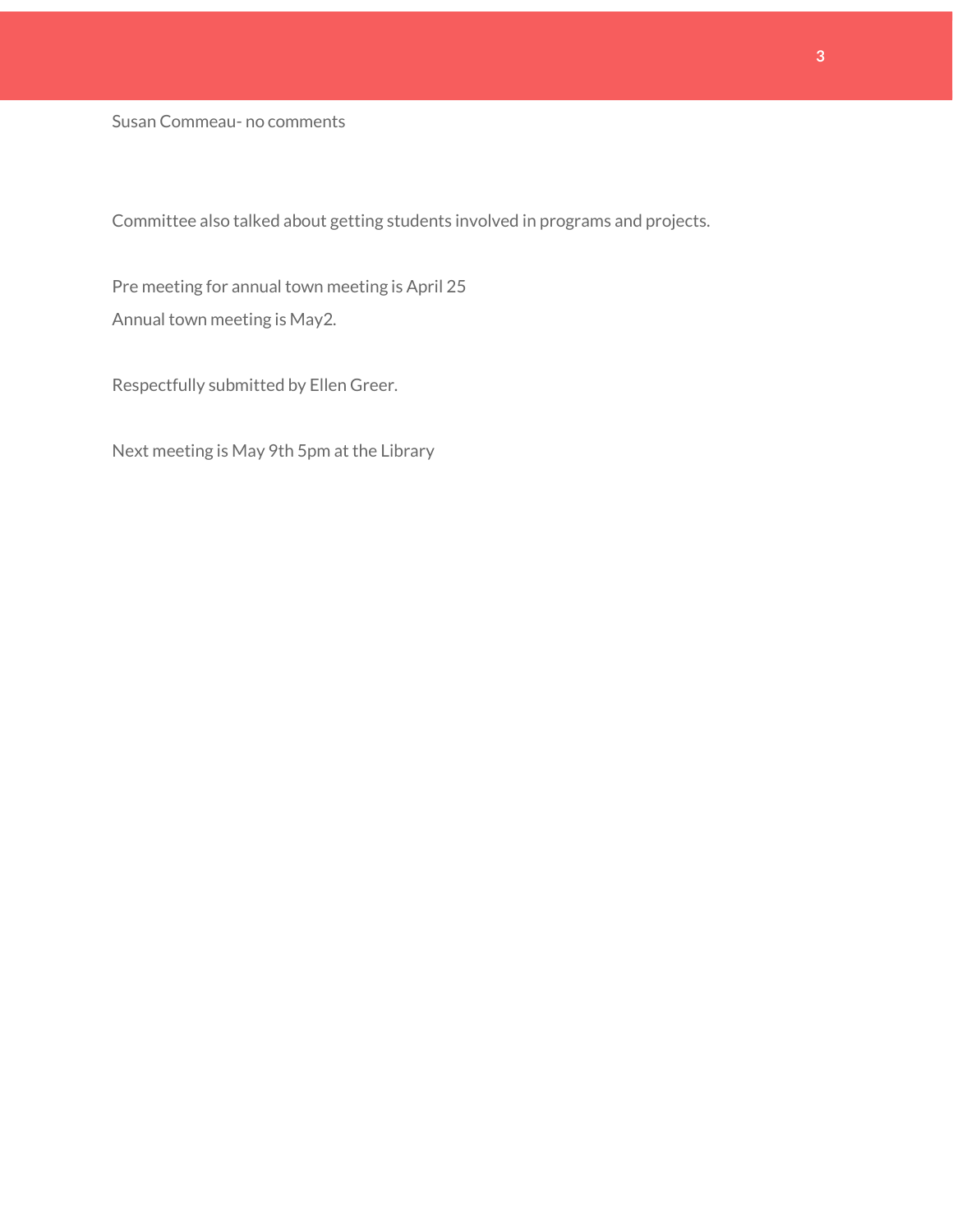Susan Commeau- no comments

Committee also talked about getting students involved in programs and projects.

Pre meeting for annual town meeting is April 25
Annual town meeting is May2.

Respectfully submitted by Ellen Greer.

Next meeting is May 9th 5pm at the Library